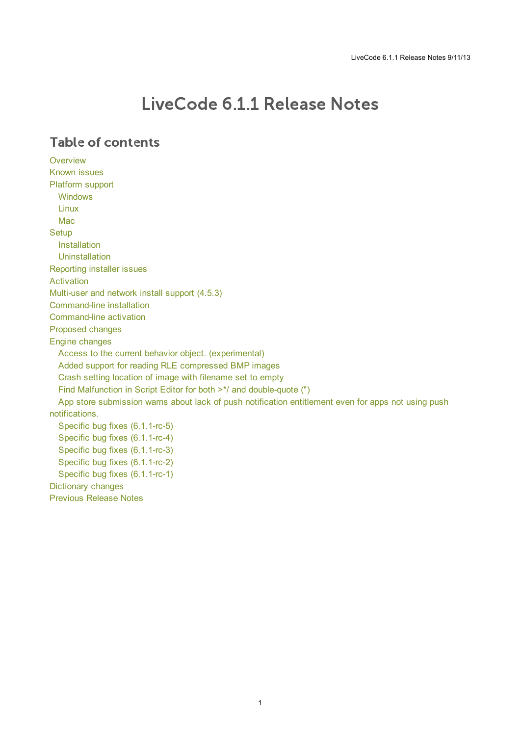# LiveCode 6.1.1 Release Notes

## Table of contents

- Overview
- Known issues
- Platform support
  - Windows
  - Linux
  - Mac
- Setup
  - Installation
  - Uninstallation
- Reporting installer issues
- Activation
- Multi-user and network install support (4.5.3)
- Command-line installation
- Command-line activation
- Proposed changes
- Engine changes
  - Access to the current behavior object. (experimental)
  - Added support for reading RLE compressed BMP images
  - Crash setting location of image with filename set to empty
  - Find Malfunction in Script Editor for both >*/ and double-quote (")
  - App store submission warns about lack of push notification entitlement even for apps not using push notifications.
  - Specific bug fixes (6.1.1-rc-5)
  - Specific bug fixes (6.1.1-rc-4)
  - Specific bug fixes (6.1.1-rc-3)
  - Specific bug fixes (6.1.1-rc-2)
  - Specific bug fixes (6.1.1-rc-1)
- Dictionary changes
- Previous Release Notes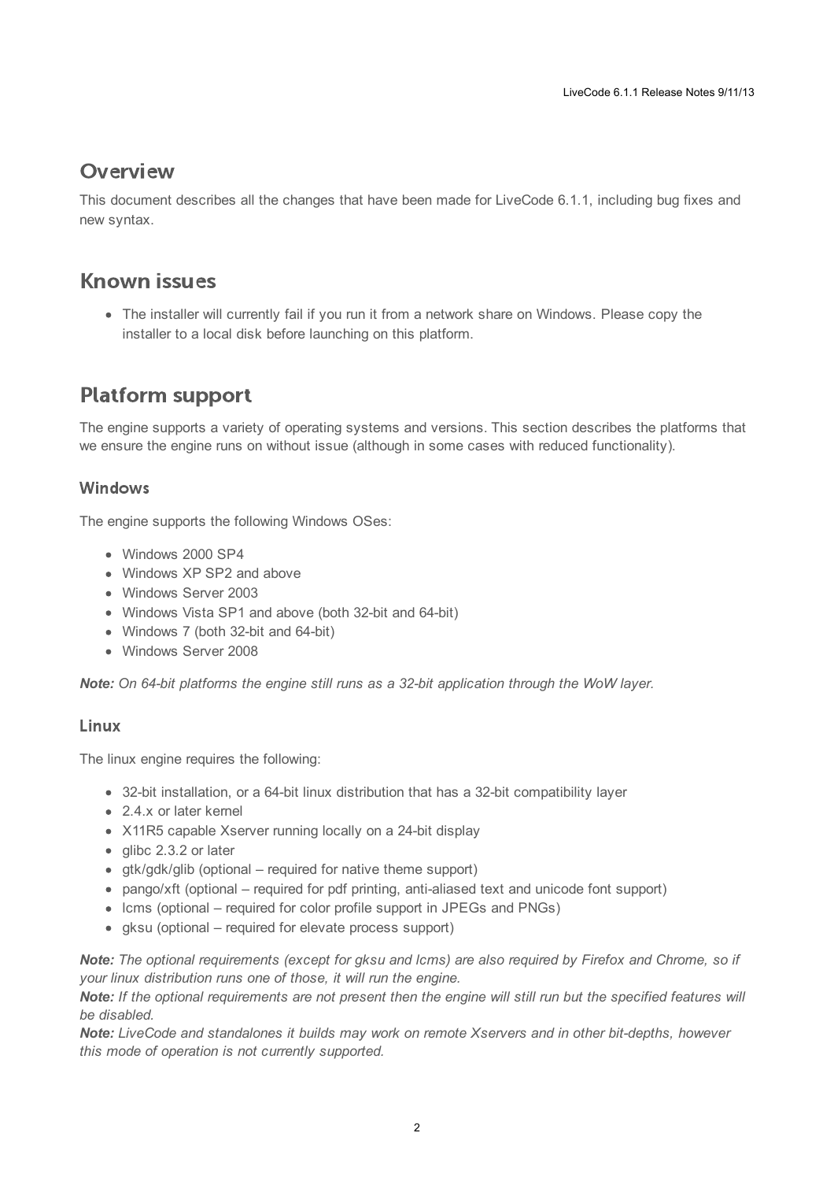## Overview

This document describes all the changes that have been made for LiveCode 6.1.1, including bug fixes and new syntax.

## Known issues

- The installer will currently fail if you run it from a network share on Windows. Please copy the installer to a local disk before launching on this platform.

## Platform support

The engine supports a variety of operating systems and versions. This section describes the platforms that we ensure the engine runs on without issue (although in some cases with reduced functionality).

### Windows

The engine supports the following Windows OSes:

- Windows 2000 SP4
- Windows XP SP2 and above
- Windows Server 2003
- Windows Vista SP1 and above (both 32-bit and 64-bit)
- Windows 7 (both 32-bit and 64-bit)
- Windows Server 2008

***Note:*** *On 64-bit platforms the engine still runs as a 32-bit application through the WoW layer.*

### Linux

The linux engine requires the following:

- 32-bit installation, or a 64-bit linux distribution that has a 32-bit compatibility layer
- 2.4.x or later kernel
- X11R5 capable Xserver running locally on a 24-bit display
- glibc 2.3.2 or later
- gtk/gdk/glib (optional – required for native theme support)
- pango/xft (optional – required for pdf printing, anti-aliased text and unicode font support)
- lcms (optional – required for color profile support in JPEGs and PNGs)
- gksu (optional – required for elevate process support)

***Note:*** *The optional requirements (except for gksu and lcms) are also required by Firefox and Chrome, so if your linux distribution runs one of those, it will run the engine.*
***Note:*** *If the optional requirements are not present then the engine will still run but the specified features will be disabled.*
***Note:*** *LiveCode and standalones it builds may work on remote Xservers and in other bit-depths, however this mode of operation is not currently supported.*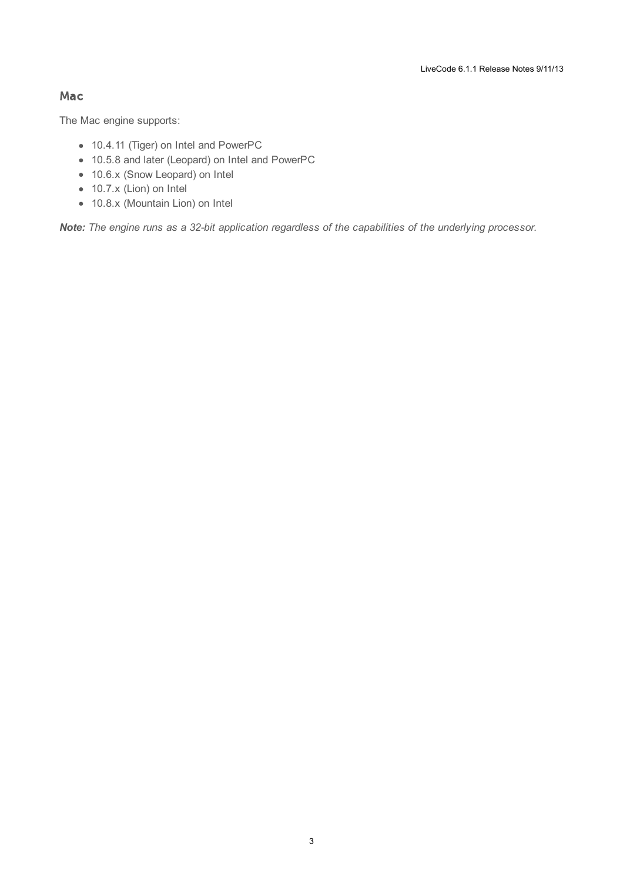## Mac

The Mac engine supports:

- 10.4.11 (Tiger) on Intel and PowerPC
- 10.5.8 and later (Leopard) on Intel and PowerPC
- 10.6.x (Snow Leopard) on Intel
- 10.7.x (Lion) on Intel
- 10.8.x (Mountain Lion) on Intel

***Note:*** *The engine runs as a 32-bit application regardless of the capabilities of the underlying processor.*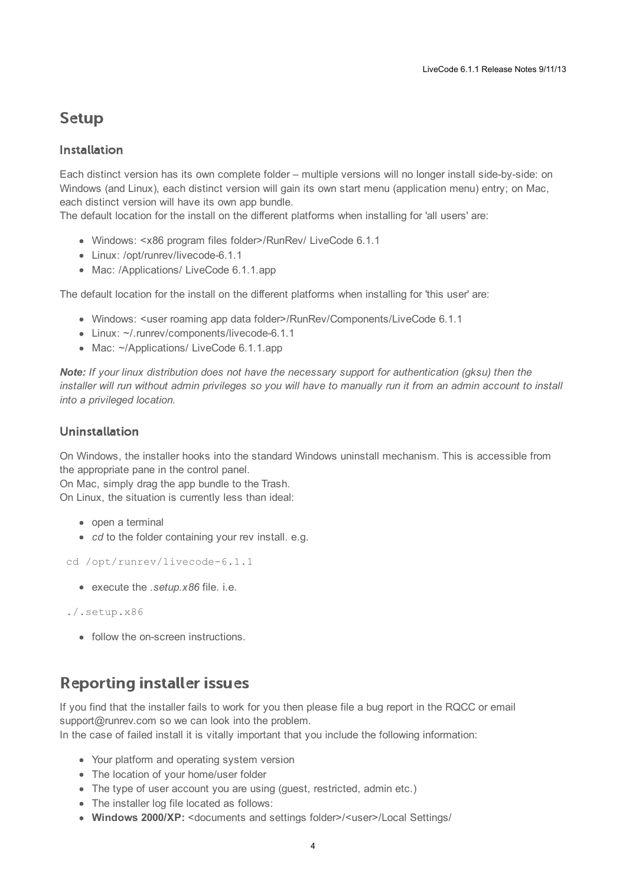# Setup

## Installation

Each distinct version has its own complete folder – multiple versions will no longer install side-by-side: on Windows (and Linux), each distinct version will gain its own start menu (application menu) entry; on Mac, each distinct version will have its own app bundle.
The default location for the install on the different platforms when installing for 'all users' are:

- Windows: <x86 program files folder>/RunRev/ LiveCode 6.1.1
- Linux: /opt/runrev/livecode-6.1.1
- Mac: /Applications/ LiveCode 6.1.1.app

The default location for the install on the different platforms when installing for 'this user' are:

- Windows: <user roaming app data folder>/RunRev/Components/LiveCode 6.1.1
- Linux: ~/.runrev/components/livecode-6.1.1
- Mac: ~/Applications/ LiveCode 6.1.1.app

***Note:*** *If your linux distribution does not have the necessary support for authentication (gksu) then the installer will run without admin privileges so you will have to manually run it from an admin account to install into a privileged location.*

## Uninstallation

On Windows, the installer hooks into the standard Windows uninstall mechanism. This is accessible from the appropriate pane in the control panel.
On Mac, simply drag the app bundle to the Trash.
On Linux, the situation is currently less than ideal:

- open a terminal
- *cd* to the folder containing your rev install. e.g.

```
cd /opt/runrev/livecode-6.1.1
```

- execute the *.setup.x86* file. i.e.

```
./.setup.x86
```

- follow the on-screen instructions.

# Reporting installer issues

If you find that the installer fails to work for you then please file a bug report in the RQCC or email support@runrev.com so we can look into the problem.
In the case of failed install it is vitally important that you include the following information:

- Your platform and operating system version
- The location of your home/user folder
- The type of user account you are using (guest, restricted, admin etc.)
- The installer log file located as follows:
- **Windows 2000/XP:** <documents and settings folder>/<user>/Local Settings/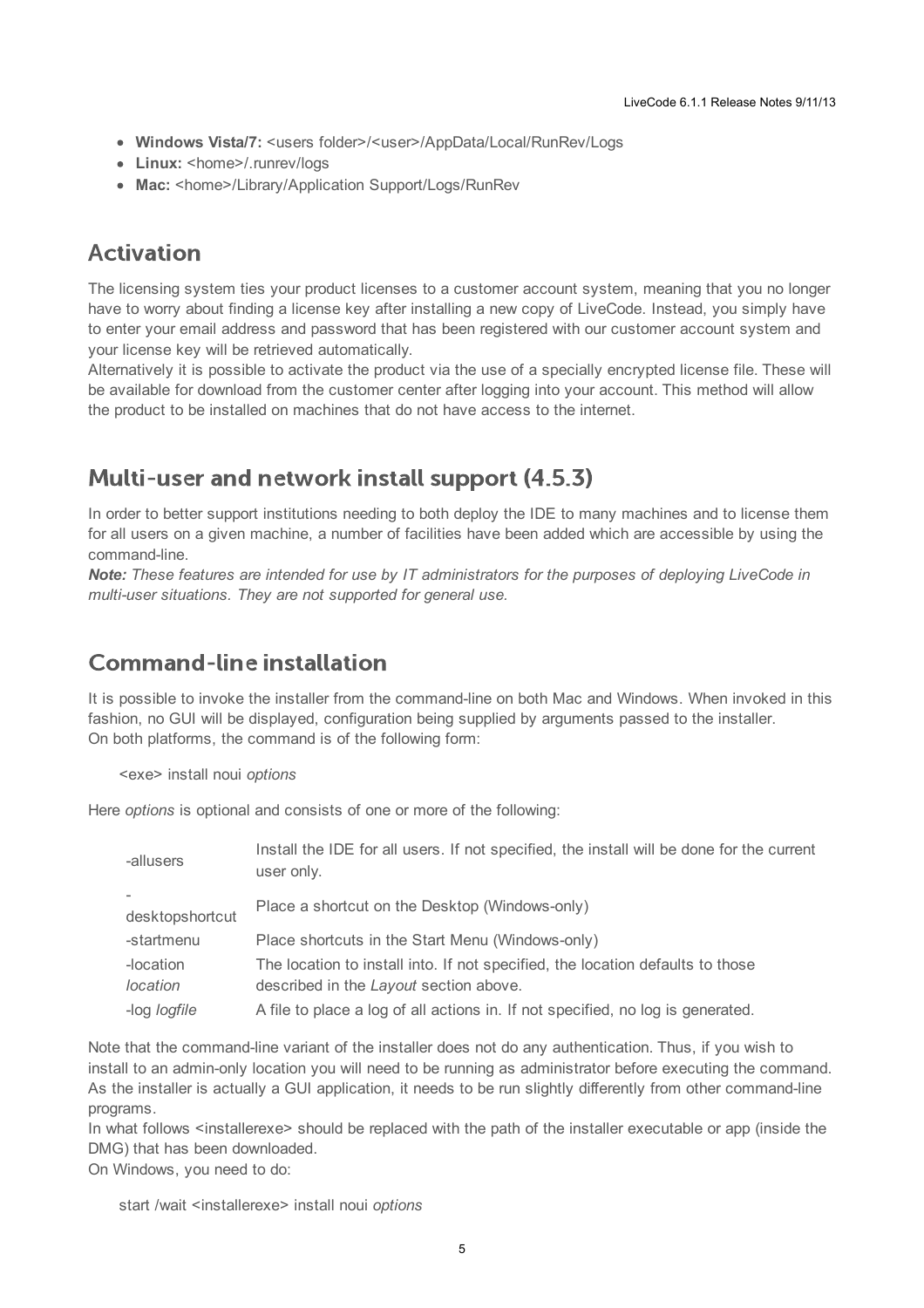- **Windows Vista/7:** <users folder>/<user>/AppData/Local/RunRev/Logs
- **Linux:** <home>/.runrev/logs
- **Mac:** <home>/Library/Application Support/Logs/RunRev

## Activation

The licensing system ties your product licenses to a customer account system, meaning that you no longer have to worry about finding a license key after installing a new copy of LiveCode. Instead, you simply have to enter your email address and password that has been registered with our customer account system and your license key will be retrieved automatically.
Alternatively it is possible to activate the product via the use of a specially encrypted license file. These will be available for download from the customer center after logging into your account. This method will allow the product to be installed on machines that do not have access to the internet.

## Multi-user and network install support (4.5.3)

In order to better support institutions needing to both deploy the IDE to many machines and to license them for all users on a given machine, a number of facilities have been added which are accessible by using the command-line.
***Note:*** *These features are intended for use by IT administrators for the purposes of deploying LiveCode in multi-user situations. They are not supported for general use.*

## Command-line installation

It is possible to invoke the installer from the command-line on both Mac and Windows. When invoked in this fashion, no GUI will be displayed, configuration being supplied by arguments passed to the installer.
On both platforms, the command is of the following form:

<exe> install noui *options*

Here *options* is optional and consists of one or more of the following:

| | |
|---|---|
| -allusers | Install the IDE for all users. If not specified, the install will be done for the current user only. |
| -desktopshortcut | Place a shortcut on the Desktop (Windows-only) |
| -startmenu | Place shortcuts in the Start Menu (Windows-only) |
| -location *location* | The location to install into. If not specified, the location defaults to those described in the *Layout* section above. |
| -log *logfile* | A file to place a log of all actions in. If not specified, no log is generated. |

Note that the command-line variant of the installer does not do any authentication. Thus, if you wish to install to an admin-only location you will need to be running as administrator before executing the command.
As the installer is actually a GUI application, it needs to be run slightly differently from other command-line programs.
In what follows <installerexe> should be replaced with the path of the installer executable or app (inside the DMG) that has been downloaded.
On Windows, you need to do:

start /wait <installerexe> install noui *options*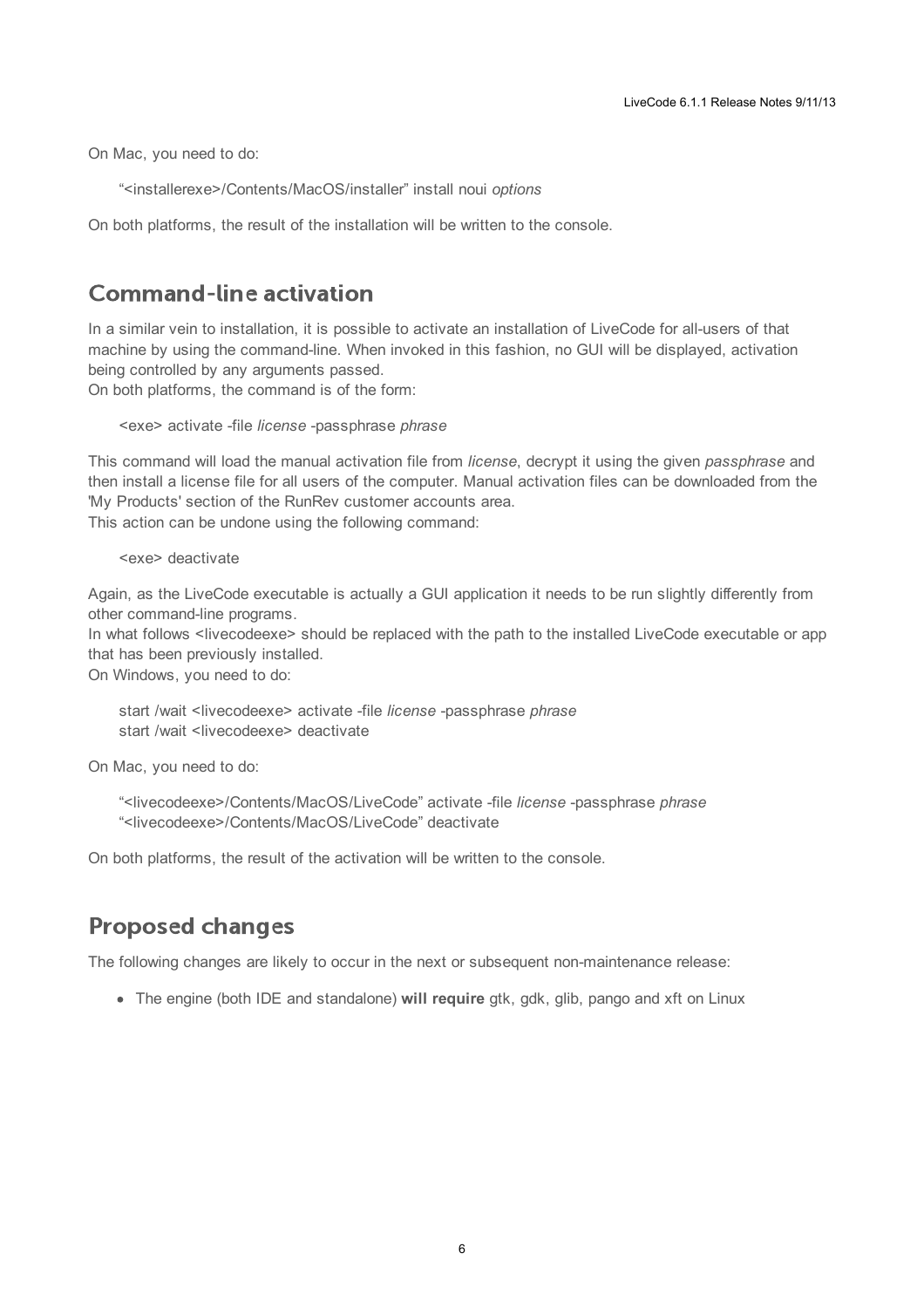On Mac, you need to do:

> "<installerexe>/Contents/MacOS/installer" install noui *options*

On both platforms, the result of the installation will be written to the console.

## Command-line activation

In a similar vein to installation, it is possible to activate an installation of LiveCode for all-users of that machine by using the command-line. When invoked in this fashion, no GUI will be displayed, activation being controlled by any arguments passed.
On both platforms, the command is of the form:

> <exe> activate -file *license* -passphrase *phrase*

This command will load the manual activation file from *license*, decrypt it using the given *passphrase* and then install a license file for all users of the computer. Manual activation files can be downloaded from the 'My Products' section of the RunRev customer accounts area.
This action can be undone using the following command:

> <exe> deactivate

Again, as the LiveCode executable is actually a GUI application it needs to be run slightly differently from other command-line programs.
In what follows <livecodeexe> should be replaced with the path to the installed LiveCode executable or app that has been previously installed.
On Windows, you need to do:

> start /wait <livecodeexe> activate -file *license* -passphrase *phrase*
> start /wait <livecodeexe> deactivate

On Mac, you need to do:

> "<livecodeexe>/Contents/MacOS/LiveCode" activate -file *license* -passphrase *phrase*
> "<livecodeexe>/Contents/MacOS/LiveCode" deactivate

On both platforms, the result of the activation will be written to the console.

## Proposed changes

The following changes are likely to occur in the next or subsequent non-maintenance release:

- The engine (both IDE and standalone) **will require** gtk, gdk, glib, pango and xft on Linux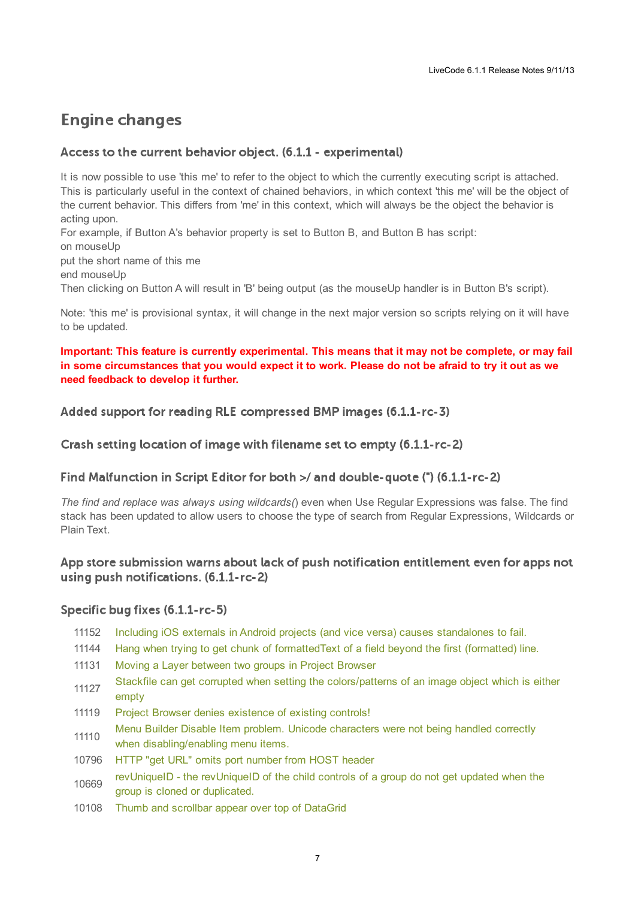# Engine changes

### Access to the current behavior object. (6.1.1 - experimental)

It is now possible to use 'this me' to refer to the object to which the currently executing script is attached. This is particularly useful in the context of chained behaviors, in which context 'this me' will be the object of the current behavior. This differs from 'me' in this context, which will always be the object the behavior is acting upon.
For example, if Button A's behavior property is set to Button B, and Button B has script:
on mouseUp
put the short name of this me
end mouseUp
Then clicking on Button A will result in 'B' being output (as the mouseUp handler is in Button B's script).

Note: 'this me' is provisional syntax, it will change in the next major version so scripts relying on it will have to be updated.

**Important: This feature is currently experimental. This means that it may not be complete, or may fail in some circumstances that you would expect it to work. Please do not be afraid to try it out as we need feedback to develop it further.**

### Added support for reading RLE compressed BMP images (6.1.1-rc-3)

### Crash setting location of image with filename set to empty (6.1.1-rc-2)

### Find Malfunction in Script Editor for both >/ and double-quote (") (6.1.1-rc-2)

*The find and replace was always using wildcards(*) even when Use Regular Expressions was false. The find stack has been updated to allow users to choose the type of search from Regular Expressions, Wildcards or Plain Text.

### App store submission warns about lack of push notification entitlement even for apps not using push notifications. (6.1.1-rc-2)

### Specific bug fixes (6.1.1-rc-5)

| | |
|---|---|
| 11152 | Including iOS externals in Android projects (and vice versa) causes standalones to fail. |
| 11144 | Hang when trying to get chunk of formattedText of a field beyond the first (formatted) line. |
| 11131 | Moving a Layer between two groups in Project Browser |
| 11127 | Stackfile can get corrupted when setting the colors/patterns of an image object which is either empty |
| 11119 | Project Browser denies existence of existing controls! |
| 11110 | Menu Builder Disable Item problem. Unicode characters were not being handled correctly when disabling/enabling menu items. |
| 10796 | HTTP "get URL" omits port number from HOST header |
| 10669 | revUniqueID - the revUniqueID of the child controls of a group do not get updated when the group is cloned or duplicated. |
| 10108 | Thumb and scrollbar appear over top of DataGrid |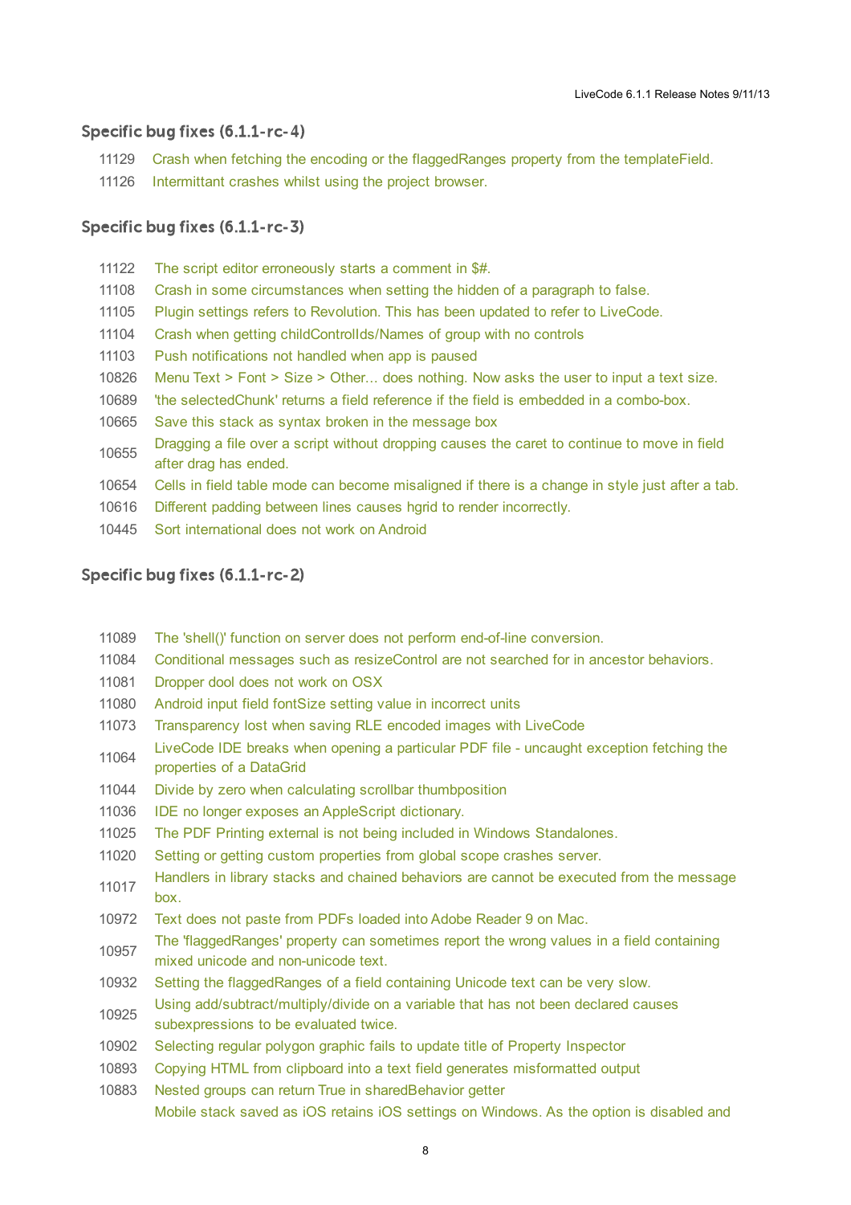## Specific bug fixes (6.1.1-rc-4)

| | |
|---|---|
| 11129 | Crash when fetching the encoding or the flaggedRanges property from the templateField. |
| 11126 | Intermittant crashes whilst using the project browser. |

## Specific bug fixes (6.1.1-rc-3)

| | |
|---|---|
| 11122 | The script editor erroneously starts a comment in $#. |
| 11108 | Crash in some circumstances when setting the hidden of a paragraph to false. |
| 11105 | Plugin settings refers to Revolution. This has been updated to refer to LiveCode. |
| 11104 | Crash when getting childControlIds/Names of group with no controls |
| 11103 | Push notifications not handled when app is paused |
| 10826 | Menu Text > Font > Size > Other... does nothing. Now asks the user to input a text size. |
| 10689 | 'the selectedChunk' returns a field reference if the field is embedded in a combo-box. |
| 10665 | Save this stack as syntax broken in the message box |
| 10655 | Dragging a file over a script without dropping causes the caret to continue to move in field after drag has ended. |
| 10654 | Cells in field table mode can become misaligned if there is a change in style just after a tab. |
| 10616 | Different padding between lines causes hgrid to render incorrectly. |
| 10445 | Sort international does not work on Android |

## Specific bug fixes (6.1.1-rc-2)

| | |
|---|---|
| 11089 | The 'shell()' function on server does not perform end-of-line conversion. |
| 11084 | Conditional messages such as resizeControl are not searched for in ancestor behaviors. |
| 11081 | Dropper dool does not work on OSX |
| 11080 | Android input field fontSize setting value in incorrect units |
| 11073 | Transparency lost when saving RLE encoded images with LiveCode |
| 11064 | LiveCode IDE breaks when opening a particular PDF file - uncaught exception fetching the properties of a DataGrid |
| 11044 | Divide by zero when calculating scrollbar thumbposition |
| 11036 | IDE no longer exposes an AppleScript dictionary. |
| 11025 | The PDF Printing external is not being included in Windows Standalones. |
| 11020 | Setting or getting custom properties from global scope crashes server. |
| 11017 | Handlers in library stacks and chained behaviors are cannot be executed from the message box. |
| 10972 | Text does not paste from PDFs loaded into Adobe Reader 9 on Mac. |
| 10957 | The 'flaggedRanges' property can sometimes report the wrong values in a field containing mixed unicode and non-unicode text. |
| 10932 | Setting the flaggedRanges of a field containing Unicode text can be very slow. |
| 10925 | Using add/subtract/multiply/divide on a variable that has not been declared causes subexpressions to be evaluated twice. |
| 10902 | Selecting regular polygon graphic fails to update title of Property Inspector |
| 10893 | Copying HTML from clipboard into a text field generates misformatted output |
| 10883 | Nested groups can return True in sharedBehavior getter |
| | Mobile stack saved as iOS retains iOS settings on Windows. As the option is disabled and |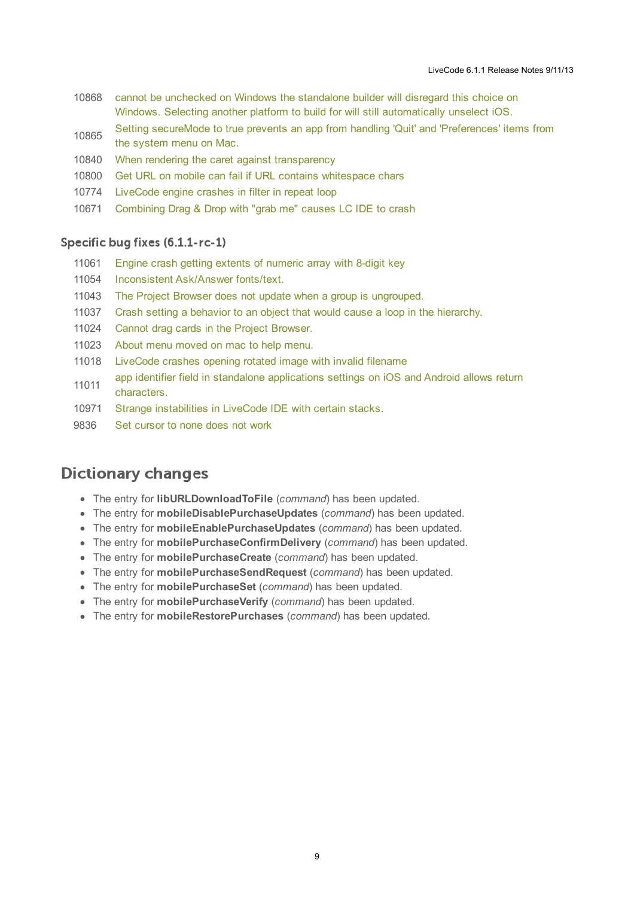| | |
|---|---|
| 10868 | cannot be unchecked on Windows the standalone builder will disregard this choice on Windows. Selecting another platform to build for will still automatically unselect iOS. |
| 10865 | Setting secureMode to true prevents an app from handling 'Quit' and 'Preferences' items from the system menu on Mac. |
| 10840 | When rendering the caret against transparency |
| 10800 | Get URL on mobile can fail if URL contains whitespace chars |
| 10774 | LiveCode engine crashes in filter in repeat loop |
| 10671 | Combining Drag & Drop with "grab me" causes LC IDE to crash |

### Specific bug fixes (6.1.1-rc-1)

| | |
|---|---|
| 11061 | Engine crash getting extents of numeric array with 8-digit key |
| 11054 | Inconsistent Ask/Answer fonts/text. |
| 11043 | The Project Browser does not update when a group is ungrouped. |
| 11037 | Crash setting a behavior to an object that would cause a loop in the hierarchy. |
| 11024 | Cannot drag cards in the Project Browser. |
| 11023 | About menu moved on mac to help menu. |
| 11018 | LiveCode crashes opening rotated image with invalid filename |
| 11011 | app identifier field in standalone applications settings on iOS and Android allows return characters. |
| 10971 | Strange instabilities in LiveCode IDE with certain stacks. |
| 9836 | Set cursor to none does not work |

## Dictionary changes

- The entry for **libURLDownloadToFile** (*command*) has been updated.
- The entry for **mobileDisablePurchaseUpdates** (*command*) has been updated.
- The entry for **mobileEnablePurchaseUpdates** (*command*) has been updated.
- The entry for **mobilePurchaseConfirmDelivery** (*command*) has been updated.
- The entry for **mobilePurchaseCreate** (*command*) has been updated.
- The entry for **mobilePurchaseSendRequest** (*command*) has been updated.
- The entry for **mobilePurchaseSet** (*command*) has been updated.
- The entry for **mobilePurchaseVerify** (*command*) has been updated.
- The entry for **mobileRestorePurchases** (*command*) has been updated.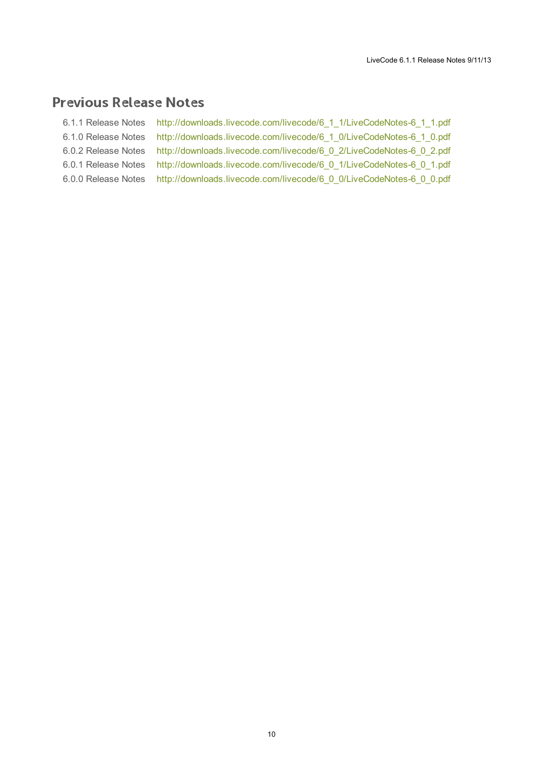## Previous Release Notes

| | |
|---|---|
| 6.1.1 Release Notes | http://downloads.livecode.com/livecode/6_1_1/LiveCodeNotes-6_1_1.pdf |
| 6.1.0 Release Notes | http://downloads.livecode.com/livecode/6_1_0/LiveCodeNotes-6_1_0.pdf |
| 6.0.2 Release Notes | http://downloads.livecode.com/livecode/6_0_2/LiveCodeNotes-6_0_2.pdf |
| 6.0.1 Release Notes | http://downloads.livecode.com/livecode/6_0_1/LiveCodeNotes-6_0_1.pdf |
| 6.0.0 Release Notes | http://downloads.livecode.com/livecode/6_0_0/LiveCodeNotes-6_0_0.pdf |